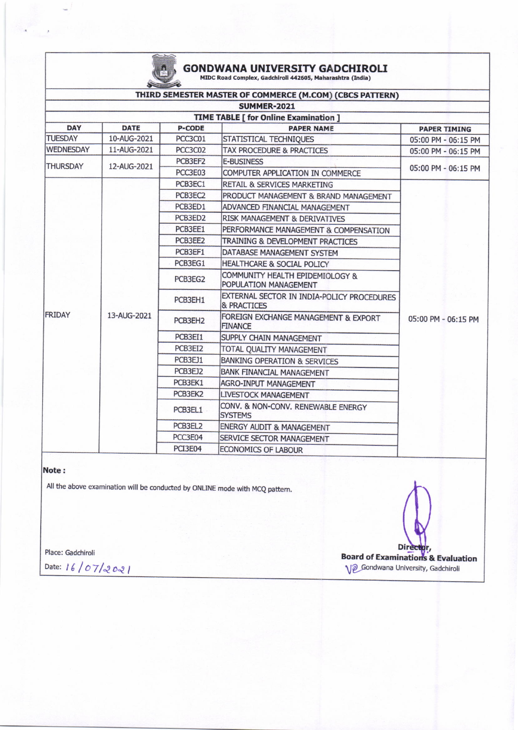# GONDWANA UNIVERSITY GADCHIROLI

MIDC Road Complex, Gadchiroli 442605, Maharashtra (India)

## THIRD SEMESTER MASTER OF COMMERCE (M.COM) (CBCS PATTERN)

### SUMMER-2021

### TIME TABLE [ for Online Examination ]

| DAY | DATE | P-CODE | PAPER NAME | PAPER TIMING |
|---|---|---|---|---|
| TUESDAY | 10-AUG-2021 | PCC3C01 | STATISTICAL TECHNIQUES | 05:00 PM - 06:15 PM |
| WEDNESDAY | 11-AUG-2021 | PCC3C02 | TAX PROCEDURE & PRACTICES | 05:00 PM - 06:15 PM |
| THURSDAY | 12-AUG-2021 | PCB3EF2 | E-BUSINESS | 05:00 PM - 06:15 PM |
| | | PCC3E03 | COMPUTER APPLICATION IN COMMERCE | |
| FRIDAY | 13-AUG-2021 | PCB3EC1 | RETAIL & SERVICES MARKETING | 05:00 PM - 06:15 PM |
| | | PCB3EC2 | PRODUCT MANAGEMENT & BRAND MANAGEMENT | |
| | | PCB3ED1 | ADVANCED FINANCIAL MANAGEMENT | |
| | | PCB3ED2 | RISK MANAGEMENT & DERIVATIVES | |
| | | PCB3EE1 | PERFORMANCE MANAGEMENT & COMPENSATION | |
| | | PCB3EE2 | TRAINING & DEVELOPMENT PRACTICES | |
| | | PCB3EF1 | DATABASE MANAGEMENT SYSTEM | |
| | | PCB3EG1 | HEALTHCARE & SOCIAL POLICY | |
| | | PCB3EG2 | COMMUNITY HEALTH EPIDEMIOLOGY & POPULATION MANAGEMENT | |
| | | PCB3EH1 | EXTERNAL SECTOR IN INDIA-POLICY PROCEDURES & PRACTICES | |
| | | PCB3EH2 | FOREIGN EXCHANGE MANAGEMENT & EXPORT FINANCE | |
| | | PCB3EI1 | SUPPLY CHAIN MANAGEMENT | |
| | | PCB3EI2 | TOTAL QUALITY MANAGEMENT | |
| | | PCB3EJ1 | BANKING OPERATION & SERVICES | |
| | | PCB3EJ2 | BANK FINANCIAL MANAGEMENT | |
| | | PCB3EK1 | AGRO-INPUT MANAGEMENT | |
| | | PCB3EK2 | LIVESTOCK MANAGEMENT | |
| | | PCB3EL1 | CONV. & NON-CONV. RENEWABLE ENERGY SYSTEMS | |
| | | PCB3EL2 | ENERGY AUDIT & MANAGEMENT | |
| | | PCC3E04 | SERVICE SECTOR MANAGEMENT | |
| | | PCI3E04 | ECONOMICS OF LABOUR | |

**Note :**

All the above examination will be conducted by ONLINE mode with MCQ pattern.

Place: Gadchiroli

Date: 16/07/2021

Director,
**Board of Examinations & Evaluation**
Gondwana University, Gadchiroli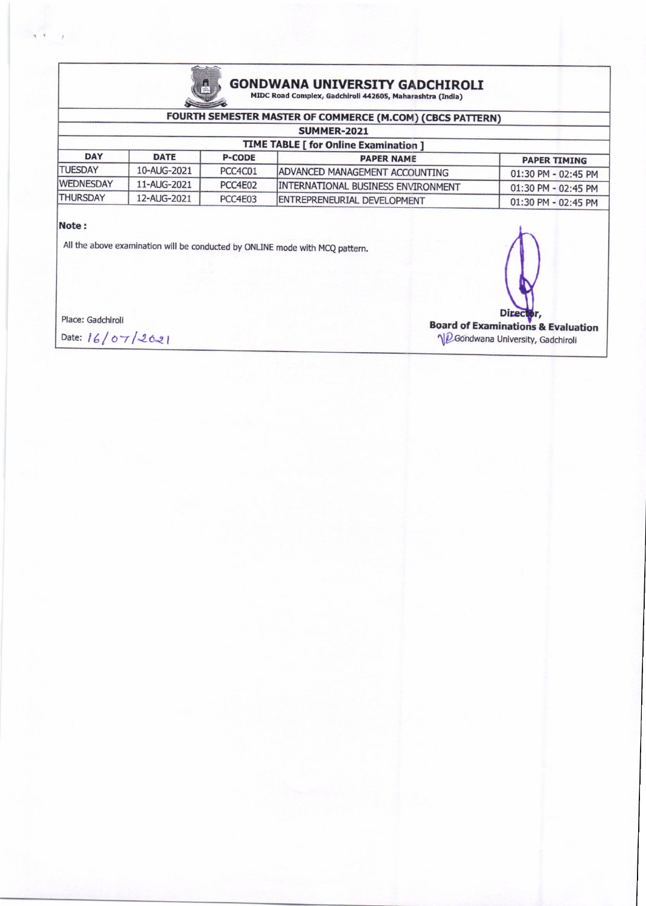# GONDWANA UNIVERSITY GADCHIROLI

MIDC Road Complex, Gadchiroli 442605, Maharashtra (India)

## FOURTH SEMESTER MASTER OF COMMERCE (M.COM) (CBCS PATTERN)

### SUMMER-2021

### TIME TABLE [ for Online Examination ]

| DAY | DATE | P-CODE | PAPER NAME | PAPER TIMING |
|---|---|---|---|---|
| TUESDAY | 10-AUG-2021 | PCC4C01 | ADVANCED MANAGEMENT ACCOUNTING | 01:30 PM - 02:45 PM |
| WEDNESDAY | 11-AUG-2021 | PCC4E02 | INTERNATIONAL BUSINESS ENVIRONMENT | 01:30 PM - 02:45 PM |
| THURSDAY | 12-AUG-2021 | PCC4E03 | ENTREPRENEURIAL DEVELOPMENT | 01:30 PM - 02:45 PM |

**Note :**

All the above examination will be conducted by ONLINE mode with MCQ pattern.

Place: Gadchiroli

Date: 16/07/2021

Director,
**Board of Examinations & Evaluation**
Gondwana University, Gadchiroli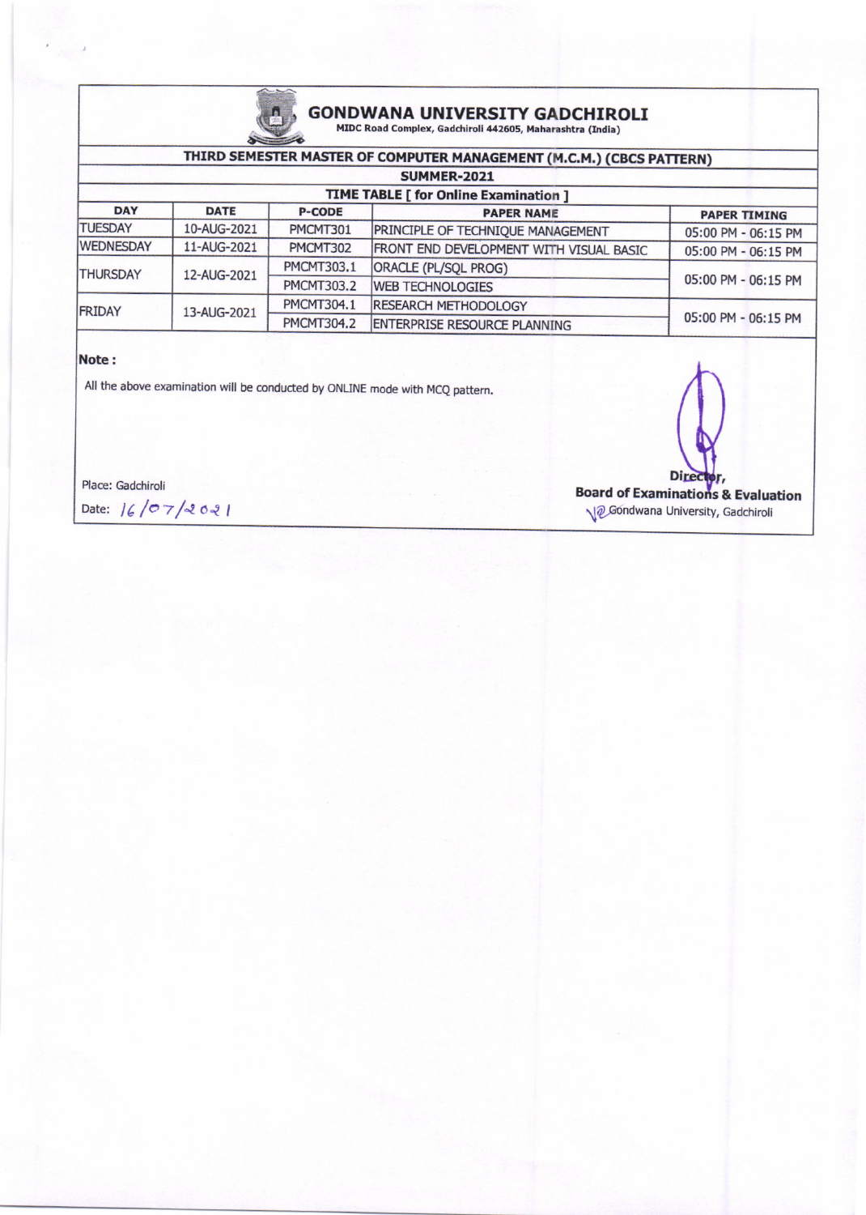# GONDWANA UNIVERSITY GADCHIROLI

MIDC Road Complex, Gadchiroli 442605, Maharashtra (India)

## THIRD SEMESTER MASTER OF COMPUTER MANAGEMENT (M.C.M.) (CBCS PATTERN)

### SUMMER-2021

### TIME TABLE [ for Online Examination ]

| DAY | DATE | P-CODE | PAPER NAME | PAPER TIMING |
|---|---|---|---|---|
| TUESDAY | 10-AUG-2021 | PMCMT301 | PRINCIPLE OF TECHNIQUE MANAGEMENT | 05:00 PM - 06:15 PM |
| WEDNESDAY | 11-AUG-2021 | PMCMT302 | FRONT END DEVELOPMENT WITH VISUAL BASIC | 05:00 PM - 06:15 PM |
| THURSDAY | 12-AUG-2021 | PMCMT303.1 | ORACLE (PL/SQL PROG) | 05:00 PM - 06:15 PM |
| | | PMCMT303.2 | WEB TECHNOLOGIES | |
| FRIDAY | 13-AUG-2021 | PMCMT304.1 | RESEARCH METHODOLOGY | 05:00 PM - 06:15 PM |
| | | PMCMT304.2 | ENTERPRISE RESOURCE PLANNING | |

**Note :**

All the above examination will be conducted by ONLINE mode with MCQ pattern.

Place: Gadchiroli

Date: 16/07/2021

Director,

**Board of Examinations & Evaluation**

Gondwana University, Gadchiroli